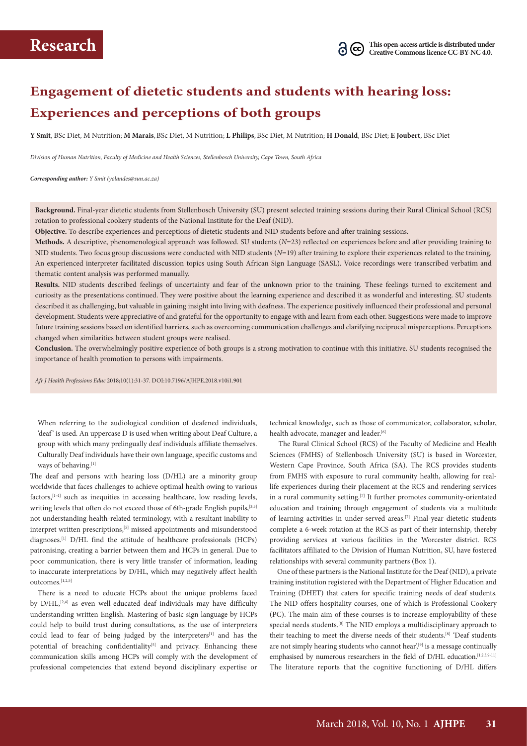# Engagement of dietetic students and students with hearing loss: Experiences and perceptions of both groups

**Y Smit**, BSc Diet, M Nutrition; **M Marais**, BSc Diet, M Nutrition; **L Philips**, BSc Diet, M Nutrition; **H Donald**, BSc Diet; **E Joubert**, BSc Diet

*Division of Human Nutrition, Faculty of Medicine and Health Sciences, Stellenbosch University, Cape Town, South Africa*

***Corresponding author:** Y Smit (yolandes@sun.ac.za)*

**Background.** Final-year dietetic students from Stellenbosch University (SU) present selected training sessions during their Rural Clinical School (RCS) rotation to professional cookery students of the National Institute for the Deaf (NID).

**Objective.** To describe experiences and perceptions of dietetic students and NID students before and after training sessions.

**Methods.** A descriptive, phenomenological approach was followed. SU students (*N*=23) reflected on experiences before and after providing training to NID students. Two focus group discussions were conducted with NID students (*N*=19) after training to explore their experiences related to the training. An experienced interpreter facilitated discussion topics using South African Sign Language (SASL). Voice recordings were transcribed verbatim and thematic content analysis was performed manually.

**Results.** NID students described feelings of uncertainty and fear of the unknown prior to the training. These feelings turned to excitement and curiosity as the presentations continued. They were positive about the learning experience and described it as wonderful and interesting. SU students described it as challenging, but valuable in gaining insight into living with deafness. The experience positively influenced their professional and personal development. Students were appreciative of and grateful for the opportunity to engage with and learn from each other. Suggestions were made to improve future training sessions based on identified barriers, such as overcoming communication challenges and clarifying reciprocal misperceptions. Perceptions changed when similarities between student groups were realised.

**Conclusion.** The overwhelmingly positive experience of both groups is a strong motivation to continue with this initiative. SU students recognised the importance of health promotion to persons with impairments.

*Afr J Health Professions Educ* 2018;10(1):31-37. DOI:10.7196/AJHPE.2018.v10i1.901

When referring to the audiological condition of deafened individuals, 'deaf' is used. An uppercase D is used when writing about Deaf Culture, a group with which many prelingually deaf individuals affiliate themselves. Culturally Deaf individuals have their own language, specific customs and ways of behaving.[1]

The deaf and persons with hearing loss (D/HL) are a minority group worldwide that faces challenges to achieve optimal health owing to various factors,[1-4] such as inequities in accessing healthcare, low reading levels, writing levels that often do not exceed those of 6th-grade English pupils,[3,5] not understanding health-related terminology, with a resultant inability to interpret written prescriptions,[5] missed appointments and misunderstood diagnoses.[1] D/HL find the attitude of healthcare professionals (HCPs) patronising, creating a barrier between them and HCPs in general. Due to poor communication, there is very little transfer of information, leading to inaccurate interpretations by D/HL, which may negatively affect health outcomes.[1,2,5]

There is a need to educate HCPs about the unique problems faced by D/HL,[2,4] as even well-educated deaf individuals may have difficulty understanding written English. Mastering of basic sign language by HCPs could help to build trust during consultations, as the use of interpreters could lead to fear of being judged by the interpreters[1] and has the potential of breaching confidentiality[5] and privacy. Enhancing these communication skills among HCPs will comply with the development of professional competencies that extend beyond disciplinary expertise or technical knowledge, such as those of communicator, collaborator, scholar, health advocate, manager and leader.[6]

The Rural Clinical School (RCS) of the Faculty of Medicine and Health Sciences (FMHS) of Stellenbosch University (SU) is based in Worcester, Western Cape Province, South Africa (SA). The RCS provides students from FMHS with exposure to rural community health, allowing for real-life experiences during their placement at the RCS and rendering services in a rural community setting.[7] It further promotes community-orientated education and training through engagement of students via a multitude of learning activities in under-served areas.[7] Final-year dietetic students complete a 6-week rotation at the RCS as part of their internship, thereby providing services at various facilities in the Worcester district. RCS facilitators affiliated to the Division of Human Nutrition, SU, have fostered relationships with several community partners (Box 1).

One of these partners is the National Institute for the Deaf (NID), a private training institution registered with the Department of Higher Education and Training (DHET) that caters for specific training needs of deaf students. The NID offers hospitality courses, one of which is Professional Cookery (PC). The main aim of these courses is to increase employability of these special needs students.[8] The NID employs a multidisciplinary approach to their teaching to meet the diverse needs of their students.[8] 'Deaf students are not simply hearing students who cannot hear',[9] is a message continually emphasised by numerous researchers in the field of D/HL education.[1,2,5,9-11] The literature reports that the cognitive functioning of D/HL differs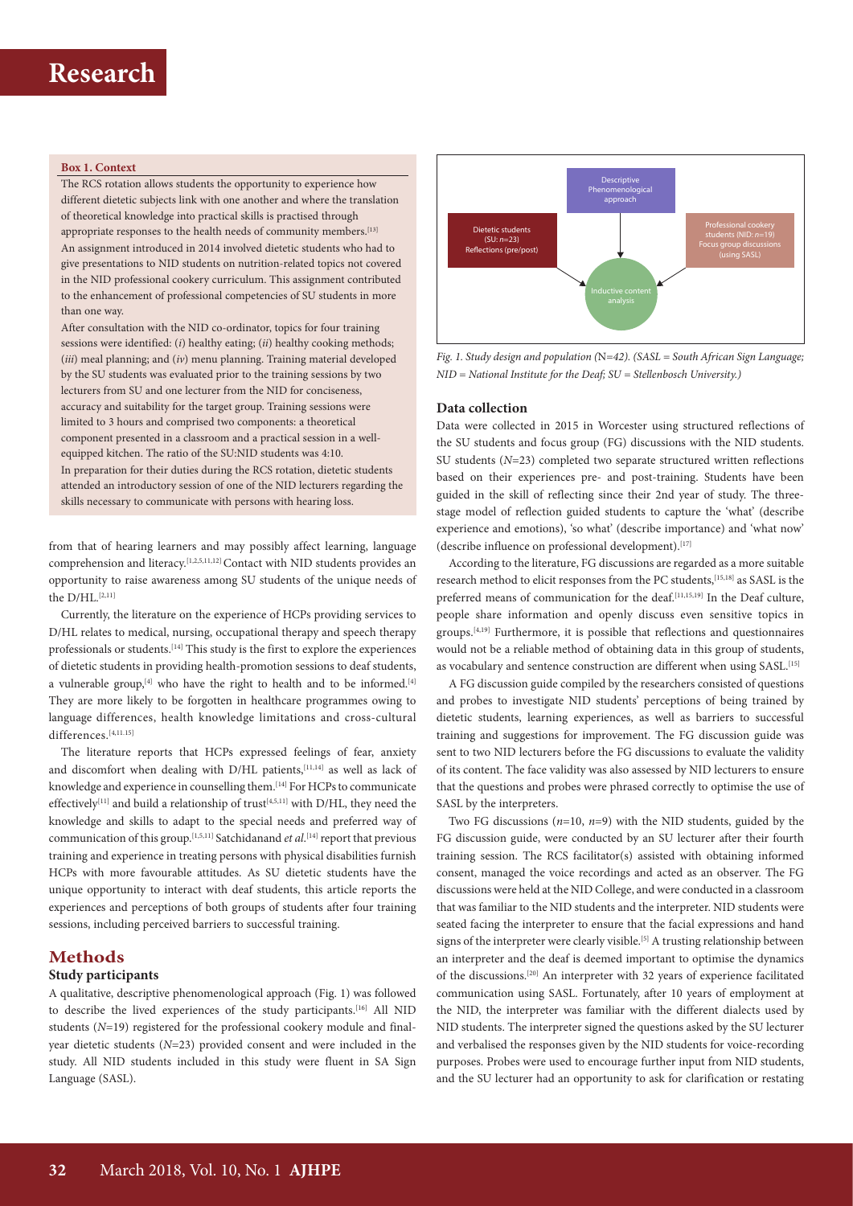**Box 1. Context**

The RCS rotation allows students the opportunity to experience how different dietetic subjects link with one another and where the translation of theoretical knowledge into practical skills is practised through appropriate responses to the health needs of community members.[13]

An assignment introduced in 2014 involved dietetic students who had to give presentations to NID students on nutrition-related topics not covered in the NID professional cookery curriculum. This assignment contributed to the enhancement of professional competencies of SU students in more than one way.

After consultation with the NID co-ordinator, topics for four training sessions were identified: (*i*) healthy eating; (*ii*) healthy cooking methods; (*iii*) meal planning; and (*iv*) menu planning. Training material developed by the SU students was evaluated prior to the training sessions by two lecturers from SU and one lecturer from the NID for conciseness, accuracy and suitability for the target group. Training sessions were limited to 3 hours and comprised two components: a theoretical component presented in a classroom and a practical session in a well-equipped kitchen. The ratio of the SU:NID students was 4:10.

In preparation for their duties during the RCS rotation, dietetic students attended an introductory session of one of the NID lecturers regarding the skills necessary to communicate with persons with hearing loss.

from that of hearing learners and may possibly affect learning, language comprehension and literacy.[1,2,5,11,12] Contact with NID students provides an opportunity to raise awareness among SU students of the unique needs of the D/HL.[2,11]

Currently, the literature on the experience of HCPs providing services to D/HL relates to medical, nursing, occupational therapy and speech therapy professionals or students.[14] This study is the first to explore the experiences of dietetic students in providing health-promotion sessions to deaf students, a vulnerable group,[4] who have the right to health and to be informed.[4] They are more likely to be forgotten in healthcare programmes owing to language differences, health knowledge limitations and cross-cultural differences.[4,11,15]

The literature reports that HCPs expressed feelings of fear, anxiety and discomfort when dealing with D/HL patients,[11,14] as well as lack of knowledge and experience in counselling them.[14] For HCPs to communicate effectively[11] and build a relationship of trust[4,5,11] with D/HL, they need the knowledge and skills to adapt to the special needs and preferred way of communication of this group.[1,5,11] Satchidanand *et al*.[14] report that previous training and experience in treating persons with physical disabilities furnish HCPs with more favourable attitudes. As SU dietetic students have the unique opportunity to interact with deaf students, this article reports the experiences and perceptions of both groups of students after four training sessions, including perceived barriers to successful training.

## Methods

### Study participants

A qualitative, descriptive phenomenological approach (Fig. 1) was followed to describe the lived experiences of the study participants.[16] All NID students (*N*=19) registered for the professional cookery module and final-year dietetic students (*N*=23) provided consent and were included in the study. All NID students included in this study were fluent in SA Sign Language (SASL).

Descriptive Phenomenological approach

Dietetic students (SU: *n*=23) Reflections (pre/post)

Professional cookery students (NID: *n*=19) Focus group discussions (using SASL)

Inductive content analysis

*Fig. 1. Study design and population (*N*=42). (SASL = South African Sign Language; NID = National Institute for the Deaf; SU = Stellenbosch University.)*

### Data collection

Data were collected in 2015 in Worcester using structured reflections of the SU students and focus group (FG) discussions with the NID students. SU students (*N*=23) completed two separate structured written reflections based on their experiences pre- and post-training. Students have been guided in the skill of reflecting since their 2nd year of study. The three-stage model of reflection guided students to capture the 'what' (describe experience and emotions), 'so what' (describe importance) and 'what now' (describe influence on professional development).[17]

According to the literature, FG discussions are regarded as a more suitable research method to elicit responses from the PC students,[15,18] as SASL is the preferred means of communication for the deaf.[11,15,19] In the Deaf culture, people share information and openly discuss even sensitive topics in groups.[4,19] Furthermore, it is possible that reflections and questionnaires would not be a reliable method of obtaining data in this group of students, as vocabulary and sentence construction are different when using SASL.[15]

A FG discussion guide compiled by the researchers consisted of questions and probes to investigate NID students' perceptions of being trained by dietetic students, learning experiences, as well as barriers to successful training and suggestions for improvement. The FG discussion guide was sent to two NID lecturers before the FG discussions to evaluate the validity of its content. The face validity was also assessed by NID lecturers to ensure that the questions and probes were phrased correctly to optimise the use of SASL by the interpreters.

Two FG discussions (*n*=10, *n*=9) with the NID students, guided by the FG discussion guide, were conducted by an SU lecturer after their fourth training session. The RCS facilitator(s) assisted with obtaining informed consent, managed the voice recordings and acted as an observer. The FG discussions were held at the NID College, and were conducted in a classroom that was familiar to the NID students and the interpreter. NID students were seated facing the interpreter to ensure that the facial expressions and hand signs of the interpreter were clearly visible.[5] A trusting relationship between an interpreter and the deaf is deemed important to optimise the dynamics of the discussions.[20] An interpreter with 32 years of experience facilitated communication using SASL. Fortunately, after 10 years of employment at the NID, the interpreter was familiar with the different dialects used by NID students. The interpreter signed the questions asked by the SU lecturer and verbalised the responses given by the NID students for voice-recording purposes. Probes were used to encourage further input from NID students, and the SU lecturer had an opportunity to ask for clarification or restating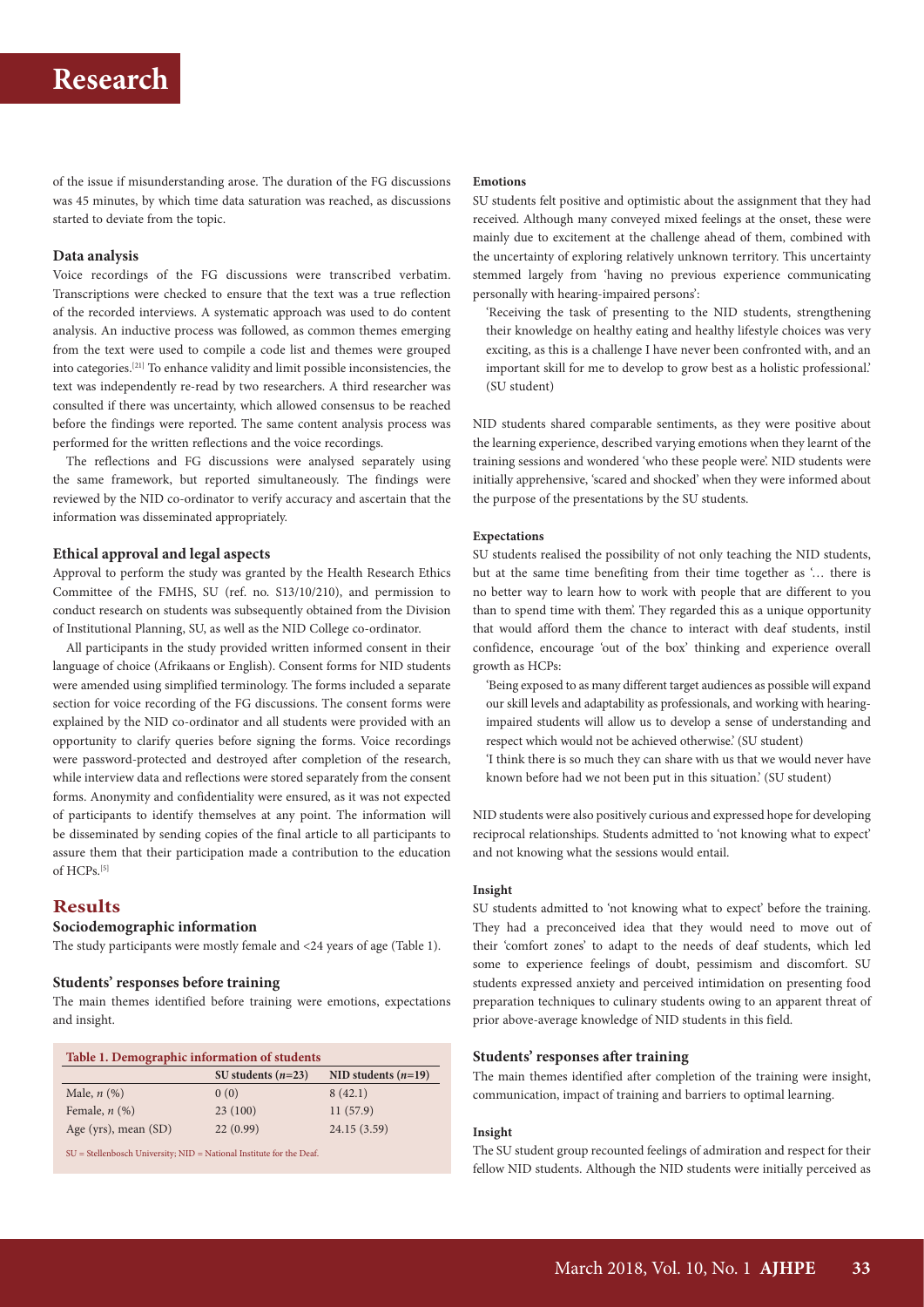of the issue if misunderstanding arose. The duration of the FG discussions was 45 minutes, by which time data saturation was reached, as discussions started to deviate from the topic.

### Data analysis

Voice recordings of the FG discussions were transcribed verbatim. Transcriptions were checked to ensure that the text was a true reflection of the recorded interviews. A systematic approach was used to do content analysis. An inductive process was followed, as common themes emerging from the text were used to compile a code list and themes were grouped into categories.[21] To enhance validity and limit possible inconsistencies, the text was independently re-read by two researchers. A third researcher was consulted if there was uncertainty, which allowed consensus to be reached before the findings were reported. The same content analysis process was performed for the written reflections and the voice recordings.

The reflections and FG discussions were analysed separately using the same framework, but reported simultaneously. The findings were reviewed by the NID co-ordinator to verify accuracy and ascertain that the information was disseminated appropriately.

### Ethical approval and legal aspects

Approval to perform the study was granted by the Health Research Ethics Committee of the FMHS, SU (ref. no. S13/10/210), and permission to conduct research on students was subsequently obtained from the Division of Institutional Planning, SU, as well as the NID College co-ordinator.

All participants in the study provided written informed consent in their language of choice (Afrikaans or English). Consent forms for NID students were amended using simplified terminology. The forms included a separate section for voice recording of the FG discussions. The consent forms were explained by the NID co-ordinator and all students were provided with an opportunity to clarify queries before signing the forms. Voice recordings were password-protected and destroyed after completion of the research, while interview data and reflections were stored separately from the consent forms. Anonymity and confidentiality were ensured, as it was not expected of participants to identify themselves at any point. The information will be disseminated by sending copies of the final article to all participants to assure them that their participation made a contribution to the education of HCPs.[5]

## Results

### Sociodemographic information

The study participants were mostly female and <24 years of age (Table 1).

### Students' responses before training

The main themes identified before training were emotions, expectations and insight.

**Table 1. Demographic information of students**

| | SU students ($n$=23) | NID students ($n$=19) |
|---|---|---|
| Male, $n$ (%) | 0 (0) | 8 (42.1) |
| Female, $n$ (%) | 23 (100) | 11 (57.9) |
| Age (yrs), mean (SD) | 22 (0.99) | 24.15 (3.59) |

SU = Stellenbosch University; NID = National Institute for the Deaf.

#### Emotions

SU students felt positive and optimistic about the assignment that they had received. Although many conveyed mixed feelings at the onset, these were mainly due to excitement at the challenge ahead of them, combined with the uncertainty of exploring relatively unknown territory. This uncertainty stemmed largely from 'having no previous experience communicating personally with hearing-impaired persons':

> 'Receiving the task of presenting to the NID students, strengthening their knowledge on healthy eating and healthy lifestyle choices was very exciting, as this is a challenge I have never been confronted with, and an important skill for me to develop to grow best as a holistic professional.' (SU student)

NID students shared comparable sentiments, as they were positive about the learning experience, described varying emotions when they learnt of the training sessions and wondered 'who these people were'. NID students were initially apprehensive, 'scared and shocked' when they were informed about the purpose of the presentations by the SU students.

#### Expectations

SU students realised the possibility of not only teaching the NID students, but at the same time benefiting from their time together as '… there is no better way to learn how to work with people that are different to you than to spend time with them'. They regarded this as a unique opportunity that would afford them the chance to interact with deaf students, instil confidence, encourage 'out of the box' thinking and experience overall growth as HCPs:

> 'Being exposed to as many different target audiences as possible will expand our skill levels and adaptability as professionals, and working with hearing-impaired students will allow us to develop a sense of understanding and respect which would not be achieved otherwise.' (SU student)
>
> 'I think there is so much they can share with us that we would never have known before had we not been put in this situation.' (SU student)

NID students were also positively curious and expressed hope for developing reciprocal relationships. Students admitted to 'not knowing what to expect' and not knowing what the sessions would entail.

#### Insight

SU students admitted to 'not knowing what to expect' before the training. They had a preconceived idea that they would need to move out of their 'comfort zones' to adapt to the needs of deaf students, which led some to experience feelings of doubt, pessimism and discomfort. SU students expressed anxiety and perceived intimidation on presenting food preparation techniques to culinary students owing to an apparent threat of prior above-average knowledge of NID students in this field.

### Students' responses after training

The main themes identified after completion of the training were insight, communication, impact of training and barriers to optimal learning.

#### Insight

The SU student group recounted feelings of admiration and respect for their fellow NID students. Although the NID students were initially perceived as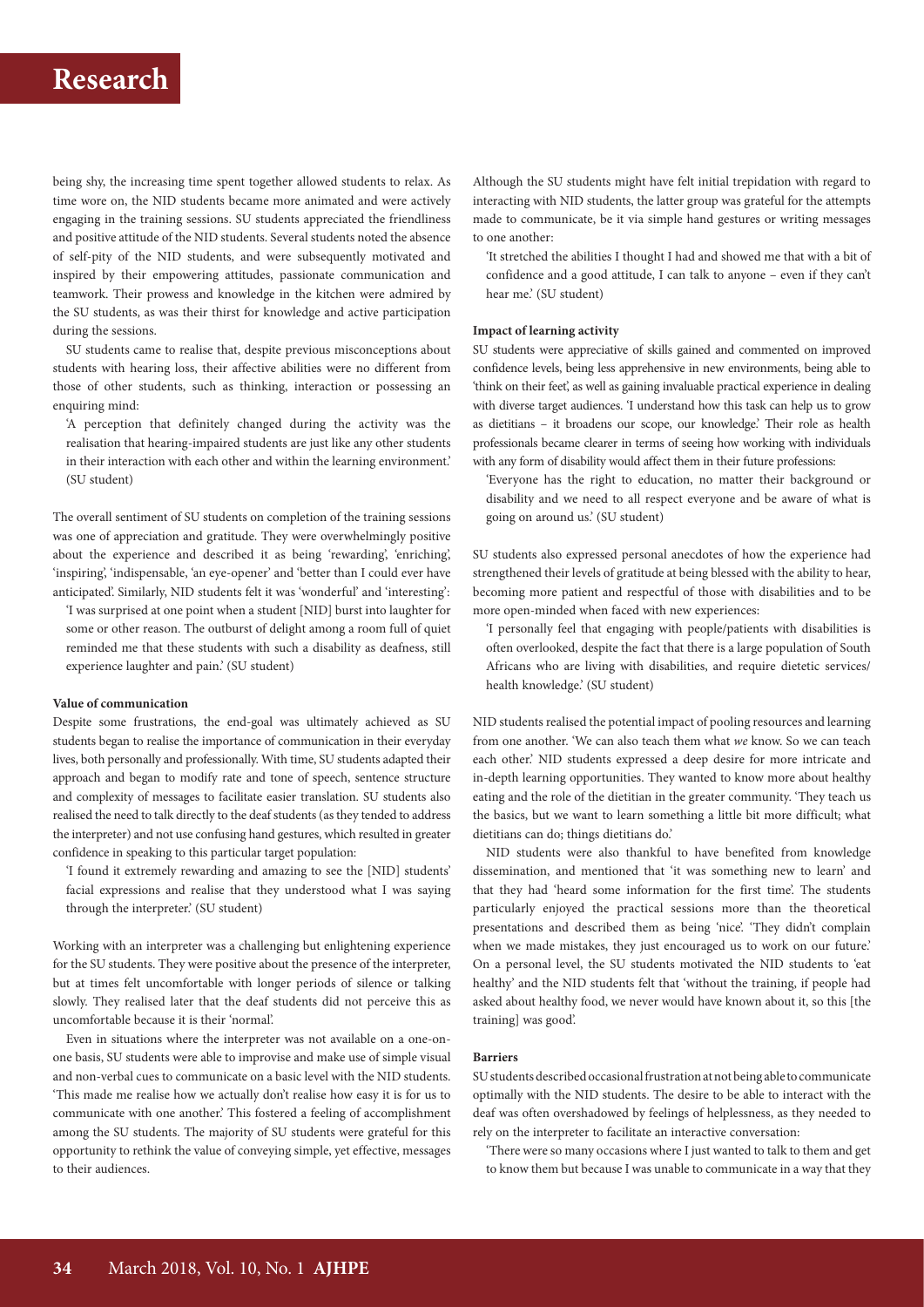being shy, the increasing time spent together allowed students to relax. As time wore on, the NID students became more animated and were actively engaging in the training sessions. SU students appreciated the friendliness and positive attitude of the NID students. Several students noted the absence of self-pity of the NID students, and were subsequently motivated and inspired by their empowering attitudes, passionate communication and teamwork. Their prowess and knowledge in the kitchen were admired by the SU students, as was their thirst for knowledge and active participation during the sessions.

SU students came to realise that, despite previous misconceptions about students with hearing loss, their affective abilities were no different from those of other students, such as thinking, interaction or possessing an enquiring mind:

> 'A perception that definitely changed during the activity was the realisation that hearing-impaired students are just like any other students in their interaction with each other and within the learning environment.' (SU student)

The overall sentiment of SU students on completion of the training sessions was one of appreciation and gratitude. They were overwhelmingly positive about the experience and described it as being 'rewarding', 'enriching', 'inspiring', 'indispensable, 'an eye-opener' and 'better than I could ever have anticipated'. Similarly, NID students felt it was 'wonderful' and 'interesting':

> 'I was surprised at one point when a student [NID] burst into laughter for some or other reason. The outburst of delight among a room full of quiet reminded me that these students with such a disability as deafness, still experience laughter and pain.' (SU student)

**Value of communication**

Despite some frustrations, the end-goal was ultimately achieved as SU students began to realise the importance of communication in their everyday lives, both personally and professionally. With time, SU students adapted their approach and began to modify rate and tone of speech, sentence structure and complexity of messages to facilitate easier translation. SU students also realised the need to talk directly to the deaf students (as they tended to address the interpreter) and not use confusing hand gestures, which resulted in greater confidence in speaking to this particular target population:

> 'I found it extremely rewarding and amazing to see the [NID] students' facial expressions and realise that they understood what I was saying through the interpreter.' (SU student)

Working with an interpreter was a challenging but enlightening experience for the SU students. They were positive about the presence of the interpreter, but at times felt uncomfortable with longer periods of silence or talking slowly. They realised later that the deaf students did not perceive this as uncomfortable because it is their 'normal'.

Even in situations where the interpreter was not available on a one-on-one basis, SU students were able to improvise and make use of simple visual and non-verbal cues to communicate on a basic level with the NID students. 'This made me realise how we actually don't realise how easy it is for us to communicate with one another.' This fostered a feeling of accomplishment among the SU students. The majority of SU students were grateful for this opportunity to rethink the value of conveying simple, yet effective, messages to their audiences.

Although the SU students might have felt initial trepidation with regard to interacting with NID students, the latter group was grateful for the attempts made to communicate, be it via simple hand gestures or writing messages to one another:

> 'It stretched the abilities I thought I had and showed me that with a bit of confidence and a good attitude, I can talk to anyone – even if they can't hear me.' (SU student)

**Impact of learning activity**

SU students were appreciative of skills gained and commented on improved confidence levels, being less apprehensive in new environments, being able to 'think on their feet', as well as gaining invaluable practical experience in dealing with diverse target audiences. 'I understand how this task can help us to grow as dietitians – it broadens our scope, our knowledge.' Their role as health professionals became clearer in terms of seeing how working with individuals with any form of disability would affect them in their future professions:

> 'Everyone has the right to education, no matter their background or disability and we need to all respect everyone and be aware of what is going on around us.' (SU student)

SU students also expressed personal anecdotes of how the experience had strengthened their levels of gratitude at being blessed with the ability to hear, becoming more patient and respectful of those with disabilities and to be more open-minded when faced with new experiences:

> 'I personally feel that engaging with people/patients with disabilities is often overlooked, despite the fact that there is a large population of South Africans who are living with disabilities, and require dietetic services/health knowledge.' (SU student)

NID students realised the potential impact of pooling resources and learning from one another. 'We can also teach them what *we* know. So we can teach each other.' NID students expressed a deep desire for more intricate and in-depth learning opportunities. They wanted to know more about healthy eating and the role of the dietitian in the greater community. 'They teach us the basics, but we want to learn something a little bit more difficult; what dietitians can do; things dietitians do.'

NID students were also thankful to have benefited from knowledge dissemination, and mentioned that 'it was something new to learn' and that they had 'heard some information for the first time'. The students particularly enjoyed the practical sessions more than the theoretical presentations and described them as being 'nice'. 'They didn't complain when we made mistakes, they just encouraged us to work on our future.' On a personal level, the SU students motivated the NID students to 'eat healthy' and the NID students felt that 'without the training, if people had asked about healthy food, we never would have known about it, so this [the training] was good'.

**Barriers**

SU students described occasional frustration at not being able to communicate optimally with the NID students. The desire to be able to interact with the deaf was often overshadowed by feelings of helplessness, as they needed to rely on the interpreter to facilitate an interactive conversation:

> 'There were so many occasions where I just wanted to talk to them and get to know them but because I was unable to communicate in a way that they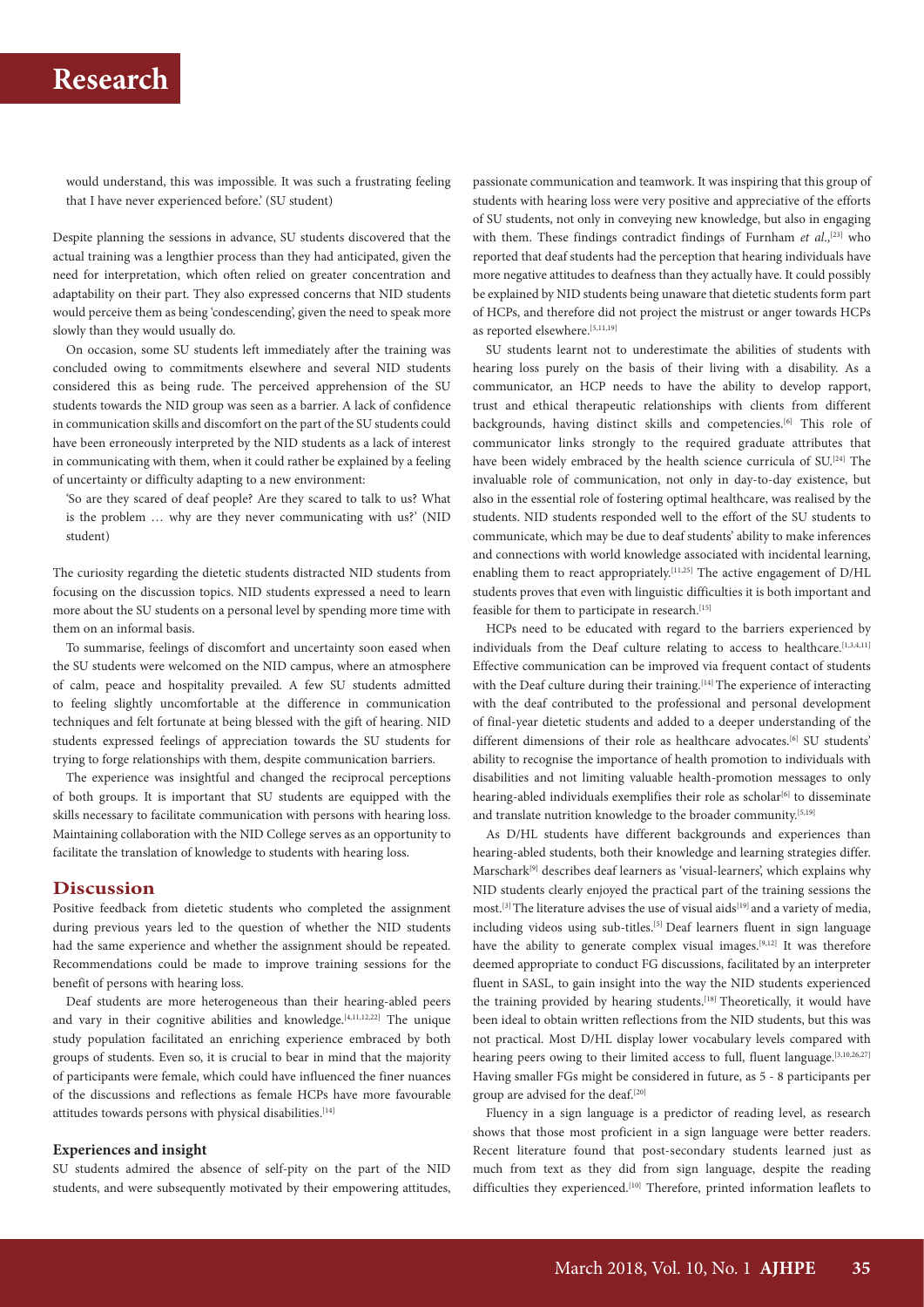would understand, this was impossible. It was such a frustrating feeling that I have never experienced before.' (SU student)

Despite planning the sessions in advance, SU students discovered that the actual training was a lengthier process than they had anticipated, given the need for interpretation, which often relied on greater concentration and adaptability on their part. They also expressed concerns that NID students would perceive them as being 'condescending', given the need to speak more slowly than they would usually do.

On occasion, some SU students left immediately after the training was concluded owing to commitments elsewhere and several NID students considered this as being rude. The perceived apprehension of the SU students towards the NID group was seen as a barrier. A lack of confidence in communication skills and discomfort on the part of the SU students could have been erroneously interpreted by the NID students as a lack of interest in communicating with them, when it could rather be explained by a feeling of uncertainty or difficulty adapting to a new environment:

'So are they scared of deaf people? Are they scared to talk to us? What is the problem … why are they never communicating with us?' (NID student)

The curiosity regarding the dietetic students distracted NID students from focusing on the discussion topics. NID students expressed a need to learn more about the SU students on a personal level by spending more time with them on an informal basis.

To summarise, feelings of discomfort and uncertainty soon eased when the SU students were welcomed on the NID campus, where an atmosphere of calm, peace and hospitality prevailed. A few SU students admitted to feeling slightly uncomfortable at the difference in communication techniques and felt fortunate at being blessed with the gift of hearing. NID students expressed feelings of appreciation towards the SU students for trying to forge relationships with them, despite communication barriers.

The experience was insightful and changed the reciprocal perceptions of both groups. It is important that SU students are equipped with the skills necessary to facilitate communication with persons with hearing loss. Maintaining collaboration with the NID College serves as an opportunity to facilitate the translation of knowledge to students with hearing loss.

## Discussion

Positive feedback from dietetic students who completed the assignment during previous years led to the question of whether the NID students had the same experience and whether the assignment should be repeated. Recommendations could be made to improve training sessions for the benefit of persons with hearing loss.

Deaf students are more heterogeneous than their hearing-abled peers and vary in their cognitive abilities and knowledge.[4,11,12,22] The unique study population facilitated an enriching experience embraced by both groups of students. Even so, it is crucial to bear in mind that the majority of participants were female, which could have influenced the finer nuances of the discussions and reflections as female HCPs have more favourable attitudes towards persons with physical disabilities.[14]

### Experiences and insight

SU students admired the absence of self-pity on the part of the NID students, and were subsequently motivated by their empowering attitudes, passionate communication and teamwork. It was inspiring that this group of students with hearing loss were very positive and appreciative of the efforts of SU students, not only in conveying new knowledge, but also in engaging with them. These findings contradict findings of Furnham *et al.*,[23] who reported that deaf students had the perception that hearing individuals have more negative attitudes to deafness than they actually have. It could possibly be explained by NID students being unaware that dietetic students form part of HCPs, and therefore did not project the mistrust or anger towards HCPs as reported elsewhere.[5,11,19]

SU students learnt not to underestimate the abilities of students with hearing loss purely on the basis of their living with a disability. As a communicator, an HCP needs to have the ability to develop rapport, trust and ethical therapeutic relationships with clients from different backgrounds, having distinct skills and competencies.[6] This role of communicator links strongly to the required graduate attributes that have been widely embraced by the health science curricula of SU.[24] The invaluable role of communication, not only in day-to-day existence, but also in the essential role of fostering optimal healthcare, was realised by the students. NID students responded well to the effort of the SU students to communicate, which may be due to deaf students' ability to make inferences and connections with world knowledge associated with incidental learning, enabling them to react appropriately.[11,25] The active engagement of D/HL students proves that even with linguistic difficulties it is both important and feasible for them to participate in research.[15]

HCPs need to be educated with regard to the barriers experienced by individuals from the Deaf culture relating to access to healthcare.[1,3,4,11] Effective communication can be improved via frequent contact of students with the Deaf culture during their training.[14] The experience of interacting with the deaf contributed to the professional and personal development of final-year dietetic students and added to a deeper understanding of the different dimensions of their role as healthcare advocates.[6] SU students' ability to recognise the importance of health promotion to individuals with disabilities and not limiting valuable health-promotion messages to only hearing-abled individuals exemplifies their role as scholar[6] to disseminate and translate nutrition knowledge to the broader community.[5,19]

As D/HL students have different backgrounds and experiences than hearing-abled students, both their knowledge and learning strategies differ. Marschark[9] describes deaf learners as 'visual-learners', which explains why NID students clearly enjoyed the practical part of the training sessions the most.[3] The literature advises the use of visual aids[19] and a variety of media, including videos using sub-titles.[5] Deaf learners fluent in sign language have the ability to generate complex visual images.[9,12] It was therefore deemed appropriate to conduct FG discussions, facilitated by an interpreter fluent in SASL, to gain insight into the way the NID students experienced the training provided by hearing students.[18] Theoretically, it would have been ideal to obtain written reflections from the NID students, but this was not practical. Most D/HL display lower vocabulary levels compared with hearing peers owing to their limited access to full, fluent language.[3,10,26,27] Having smaller FGs might be considered in future, as 5 - 8 participants per group are advised for the deaf.[20]

Fluency in a sign language is a predictor of reading level, as research shows that those most proficient in a sign language were better readers. Recent literature found that post-secondary students learned just as much from text as they did from sign language, despite the reading difficulties they experienced.[10] Therefore, printed information leaflets to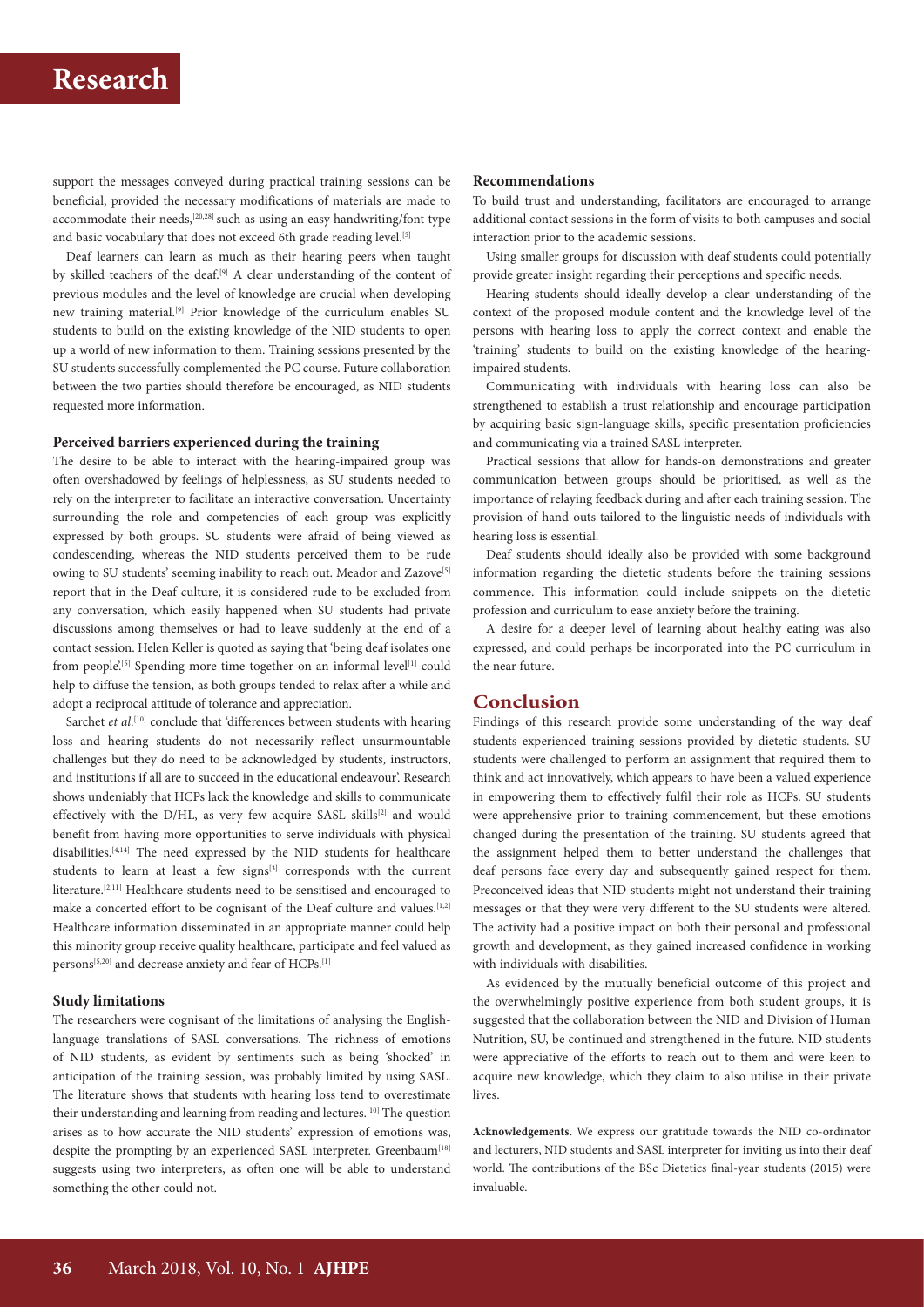support the messages conveyed during practical training sessions can be beneficial, provided the necessary modifications of materials are made to accommodate their needs,[20,28] such as using an easy handwriting/font type and basic vocabulary that does not exceed 6th grade reading level.[5]

Deaf learners can learn as much as their hearing peers when taught by skilled teachers of the deaf.[9] A clear understanding of the content of previous modules and the level of knowledge are crucial when developing new training material.[9] Prior knowledge of the curriculum enables SU students to build on the existing knowledge of the NID students to open up a world of new information to them. Training sessions presented by the SU students successfully complemented the PC course. Future collaboration between the two parties should therefore be encouraged, as NID students requested more information.

### Perceived barriers experienced during the training

The desire to be able to interact with the hearing-impaired group was often overshadowed by feelings of helplessness, as SU students needed to rely on the interpreter to facilitate an interactive conversation. Uncertainty surrounding the role and competencies of each group was explicitly expressed by both groups. SU students were afraid of being viewed as condescending, whereas the NID students perceived them to be rude owing to SU students' seeming inability to reach out. Meador and Zazove[5] report that in the Deaf culture, it is considered rude to be excluded from any conversation, which easily happened when SU students had private discussions among themselves or had to leave suddenly at the end of a contact session. Helen Keller is quoted as saying that 'being deaf isolates one from people'.[5] Spending more time together on an informal level[1] could help to diffuse the tension, as both groups tended to relax after a while and adopt a reciprocal attitude of tolerance and appreciation.

Sarchet *et al*.[10] conclude that 'differences between students with hearing loss and hearing students do not necessarily reflect unsurmountable challenges but they do need to be acknowledged by students, instructors, and institutions if all are to succeed in the educational endeavour'. Research shows undeniably that HCPs lack the knowledge and skills to communicate effectively with the D/HL, as very few acquire SASL skills[2] and would benefit from having more opportunities to serve individuals with physical disabilities.[4,14] The need expressed by the NID students for healthcare students to learn at least a few signs[3] corresponds with the current literature.[2,11] Healthcare students need to be sensitised and encouraged to make a concerted effort to be cognisant of the Deaf culture and values.[1,2] Healthcare information disseminated in an appropriate manner could help this minority group receive quality healthcare, participate and feel valued as persons[5,20] and decrease anxiety and fear of HCPs.[1]

### Study limitations

The researchers were cognisant of the limitations of analysing the English-language translations of SASL conversations. The richness of emotions of NID students, as evident by sentiments such as being 'shocked' in anticipation of the training session, was probably limited by using SASL. The literature shows that students with hearing loss tend to overestimate their understanding and learning from reading and lectures.[10] The question arises as to how accurate the NID students' expression of emotions was, despite the prompting by an experienced SASL interpreter. Greenbaum[18] suggests using two interpreters, as often one will be able to understand something the other could not.

### Recommendations

To build trust and understanding, facilitators are encouraged to arrange additional contact sessions in the form of visits to both campuses and social interaction prior to the academic sessions.

Using smaller groups for discussion with deaf students could potentially provide greater insight regarding their perceptions and specific needs.

Hearing students should ideally develop a clear understanding of the context of the proposed module content and the knowledge level of the persons with hearing loss to apply the correct context and enable the 'training' students to build on the existing knowledge of the hearing-impaired students.

Communicating with individuals with hearing loss can also be strengthened to establish a trust relationship and encourage participation by acquiring basic sign-language skills, specific presentation proficiencies and communicating via a trained SASL interpreter.

Practical sessions that allow for hands-on demonstrations and greater communication between groups should be prioritised, as well as the importance of relaying feedback during and after each training session. The provision of hand-outs tailored to the linguistic needs of individuals with hearing loss is essential.

Deaf students should ideally also be provided with some background information regarding the dietetic students before the training sessions commence. This information could include snippets on the dietetic profession and curriculum to ease anxiety before the training.

A desire for a deeper level of learning about healthy eating was also expressed, and could perhaps be incorporated into the PC curriculum in the near future.

## Conclusion

Findings of this research provide some understanding of the way deaf students experienced training sessions provided by dietetic students. SU students were challenged to perform an assignment that required them to think and act innovatively, which appears to have been a valued experience in empowering them to effectively fulfil their role as HCPs. SU students were apprehensive prior to training commencement, but these emotions changed during the presentation of the training. SU students agreed that the assignment helped them to better understand the challenges that deaf persons face every day and subsequently gained respect for them. Preconceived ideas that NID students might not understand their training messages or that they were very different to the SU students were altered. The activity had a positive impact on both their personal and professional growth and development, as they gained increased confidence in working with individuals with disabilities.

As evidenced by the mutually beneficial outcome of this project and the overwhelmingly positive experience from both student groups, it is suggested that the collaboration between the NID and Division of Human Nutrition, SU, be continued and strengthened in the future. NID students were appreciative of the efforts to reach out to them and were keen to acquire new knowledge, which they claim to also utilise in their private lives.

**Acknowledgements.** We express our gratitude towards the NID co-ordinator and lecturers, NID students and SASL interpreter for inviting us into their deaf world. The contributions of the BSc Dietetics final-year students (2015) were invaluable.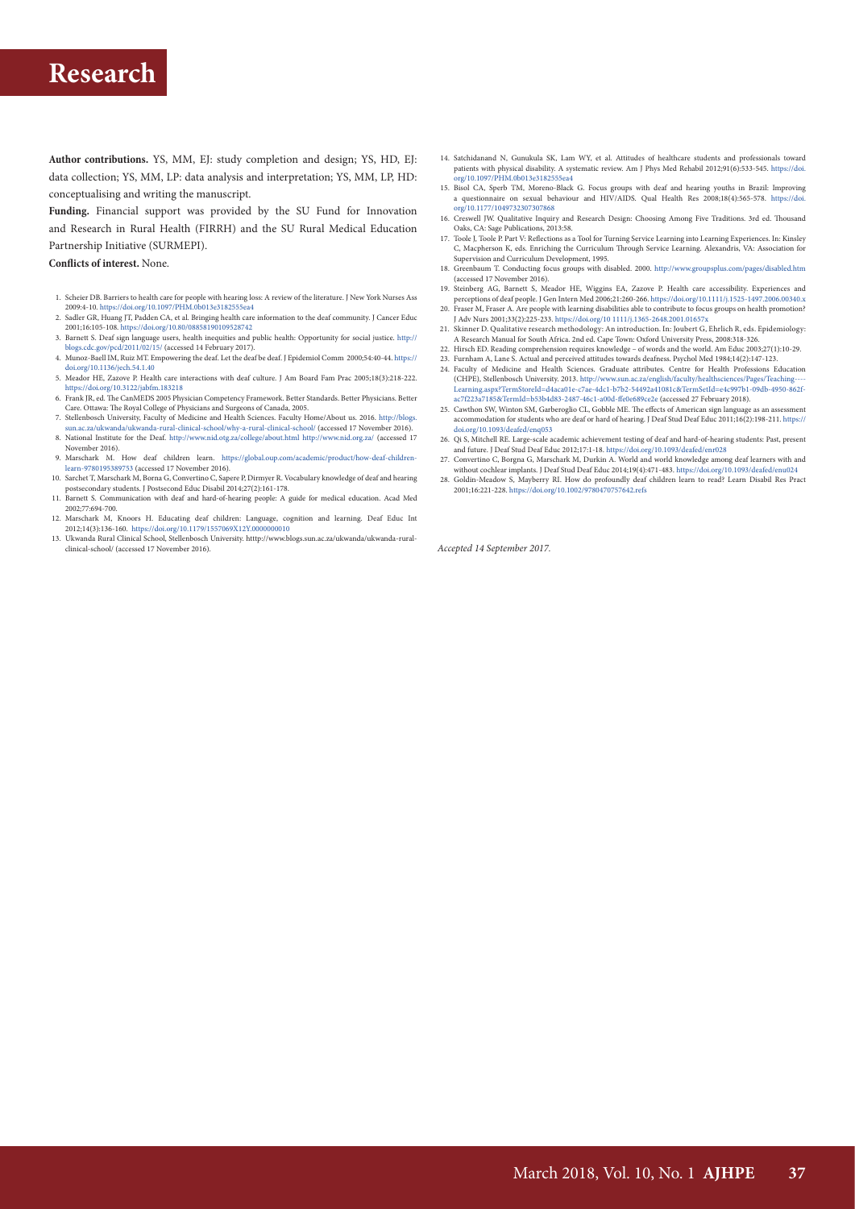**Author contributions.** YS, MM, EJ: study completion and design; YS, HD, EJ: data collection; YS, MM, LP: data analysis and interpretation; YS, MM, LP, HD: conceptualising and writing the manuscript.

**Funding.** Financial support was provided by the SU Fund for Innovation and Research in Rural Health (FIRRH) and the SU Rural Medical Education Partnership Initiative (SURMEPI).

**Conflicts of interest.** None.

1. Scheier DB. Barriers to health care for people with hearing loss: A review of the literature. J New York Nurses Ass 2009:4-10. https://doi.org/10.1097/PHM.0b013e3182555ea4
2. Sadler GR, Huang JT, Padden CA, et al. Bringing health care information to the deaf community. J Cancer Educ 2001;16:105-108. https://doi.org/10.80/08858190109528742
3. Barnett S. Deaf sign language users, health inequities and public health: Opportunity for social justice. http://blogs.cdc.gov/pcd/2011/02/15/ (accessed 14 February 2017).
4. Munoz-Baell IM, Ruiz MT. Empowering the deaf. Let the deaf be deaf. J Epidemiol Comm 2000;54:40-44. https://doi.org/10.1136/jech.54.1.40
5. Meador HE, Zazove P. Health care interactions with deaf culture. J Am Board Fam Prac 2005;18(3):218-222. https://doi.org/10.3122/jabfm.183218
6. Frank JR, ed. The CanMEDS 2005 Physician Competency Framework. Better Standards. Better Physicians. Better Care. Ottawa: The Royal College of Physicians and Surgeons of Canada, 2005.
7. Stellenbosch University, Faculty of Medicine and Health Sciences. Faculty Home/About us. 2016. http://blogs.sun.ac.za/ukwanda/ukwanda-rural-clinical-school/why-a-rural-clinical-school/ (accessed 17 November 2016).
8. National Institute for the Deaf. http://www.nid.otg.za/college/about.html http://www.nid.org.za/ (accessed 17 November 2016).
9. Marschark M. How deaf children learn. https://global.oup.com/academic/product/how-deaf-children-learn-9780195389753 (accessed 17 November 2016).
10. Sarchet T, Marschark M, Borna G, Convertino C, Sapere P, Dirmyer R. Vocabulary knowledge of deaf and hearing postsecondary students. J Postsecond Educ Disabil 2014;27(2):161-178.
11. Barnett S. Communication with deaf and hard-of-hearing people: A guide for medical education. Acad Med 2002;77:694-700.
12. Marschark M, Knoors H. Educating deaf children: Language, cognition and learning. Deaf Educ Int 2012;14(3):136-160. https://doi.org/10.1179/1557069X12Y.0000000010
13. Ukwanda Rural Clinical School, Stellenbosch University. htttp://www.blogs.sun.ac.za/ukwanda/ukwanda-rural-clinical-school/ (accessed 17 November 2016).
14. Satchidanand N, Gunukula SK, Lam WY, et al. Attitudes of healthcare students and professionals toward patients with physical disability. A systematic review. Am J Phys Med Rehabil 2012;91(6):533-545. https://doi.org/10.1097/PHM.0b013e3182555ea4
15. Bisol CA, Sperb TM, Moreno-Black G. Focus groups with deaf and hearing youths in Brazil: Improving a questionnaire on sexual behaviour and HIV/AIDS. Qual Health Res 2008;18(4):565-578. https://doi.org/10.1177/1049732307307868
16. Creswell JW. Qualitative Inquiry and Research Design: Choosing Among Five Traditions. 3rd ed. Thousand Oaks, CA: Sage Publications, 2013:58.
17. Toole J, Toole P. Part V: Reflections as a Tool for Turning Service Learning into Learning Experiences. In: Kinsley C, Macpherson K, eds. Enriching the Curriculum Through Service Learning. Alexandris, VA: Association for Supervision and Curriculum Development, 1995.
18. Greenbaum T. Conducting focus groups with disabled. 2000. http://www.groupsplus.com/pages/disabled.htm (accessed 17 November 2016).
19. Steinberg AG, Barnett S, Meador HE, Wiggins EA, Zazove P. Health care accessibility. Experiences and perceptions of deaf people. J Gen Intern Med 2006;21:260-266. https://doi.org/10.1111/j.1525-1497.2006.00340.x
20. Fraser M, Fraser A. Are people with learning disabilities able to contribute to focus groups on health promotion? J Adv Nurs 2001;33(2):225-233. https://doi.org/10 1111/j.1365-2648.2001.01657x
21. Skinner D. Qualitative research methodology: An introduction. In: Joubert G, Ehrlich R, eds. Epidemiology: A Research Manual for South Africa. 2nd ed. Cape Town: Oxford University Press, 2008:318-326.
22. Hirsch ED. Reading comprehension requires knowledge – of words and the world. Am Educ 2003;27(1):10-29.
23. Furnham A, Lane S. Actual and perceived attitudes towards deafness. Psychol Med 1984;14(2):147-123.
24. Faculty of Medicine and Health Sciences. Graduate attributes. Centre for Health Professions Education (CHPE), Stellenbosch University. 2013. http://www.sun.ac.za/english/faculty/healthsciences/Pages/Teaching----Learning.aspx?TermStoreId=d4aca01e-c7ae-4dc1-b7b2-54492a41081c&TermSetId=e4c997b1-09db-4950-862f-ac7f223a7185&TermId=b53b4d83-2487-46c1-a00d-ffe0e689ce2e (accessed 27 February 2018).
25. Cawthon SW, Winton SM, Garberoglio CL, Gobble ME. The effects of American sign language as an assessment accommodation for students who are deaf or hard of hearing. J Deaf Stud Deaf Educ 2011;16(2):198-211. https://doi.org/10.1093/deafed/enq053
26. Qi S, Mitchell RE. Large-scale academic achievement testing of deaf and hard-of-hearing students: Past, present and future. J Deaf Stud Deaf Educ 2012;17:1-18. https://doi.org/10.1093/deafed/enr028
27. Convertino C, Borgna G, Marschark M, Durkin A. World and world knowledge among deaf learners with and without cochlear implants. J Deaf Stud Deaf Educ 2014;19(4):471-483. https://doi.org/10.1093/deafed/enu024
28. Goldin-Meadow S, Mayberry RI. How do profoundly deaf children learn to read? Learn Disabil Res Pract 2001;16:221-228. https://doi.org/10.1002/9780470757642.refs

*Accepted 14 September 2017.*